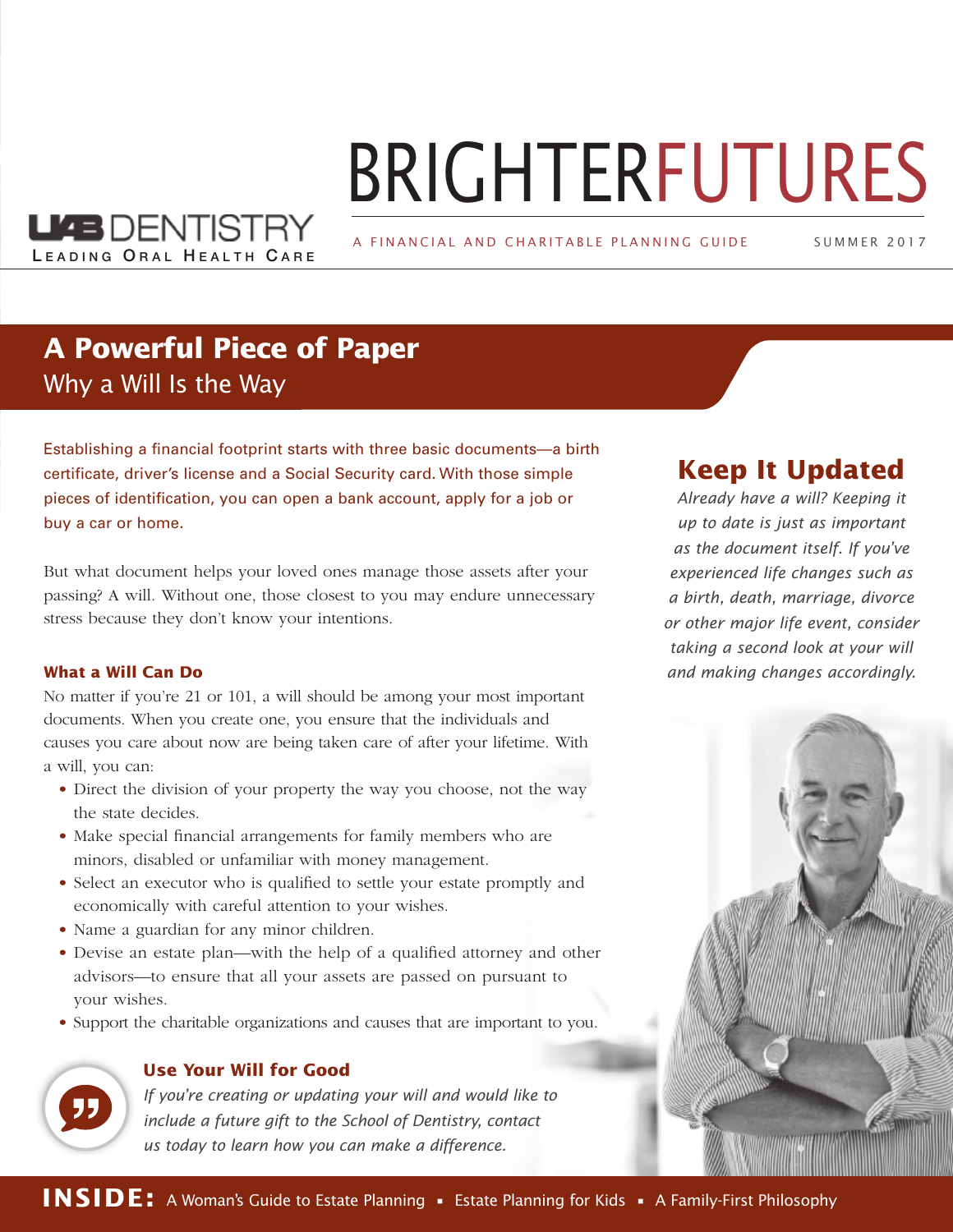UAB DENTISTRY
Leading Oral Health Care

# BRIGHTER FUTURES

A FINANCIAL AND CHARITABLE PLANNING GUIDE SUMMER 2017

## A Powerful Piece of Paper
Why a Will Is the Way

Establishing a financial footprint starts with three basic documents—a birth certificate, driver's license and a Social Security card. With those simple pieces of identification, you can open a bank account, apply for a job or buy a car or home.

But what document helps your loved ones manage those assets after your passing? A will. Without one, those closest to you may endure unnecessary stress because they don't know your intentions.

### What a Will Can Do

No matter if you're 21 or 101, a will should be among your most important documents. When you create one, you ensure that the individuals and causes you care about now are being taken care of after your lifetime. With a will, you can:

- Direct the division of your property the way you choose, not the way the state decides.
- Make special financial arrangements for family members who are minors, disabled or unfamiliar with money management.
- Select an executor who is qualified to settle your estate promptly and economically with careful attention to your wishes.
- Name a guardian for any minor children.
- Devise an estate plan—with the help of a qualified attorney and other advisors—to ensure that all your assets are passed on pursuant to your wishes.
- Support the charitable organizations and causes that are important to you.

### Use Your Will for Good

*If you're creating or updating your will and would like to include a future gift to the School of Dentistry, contact us today to learn how you can make a difference.*

## Keep It Updated

*Already have a will? Keeping it up to date is just as important as the document itself. If you've experienced life changes such as a birth, death, marriage, divorce or other major life event, consider taking a second look at your will and making changes accordingly.*

**INSIDE:** A Woman's Guide to Estate Planning ▪ Estate Planning for Kids ▪ A Family-First Philosophy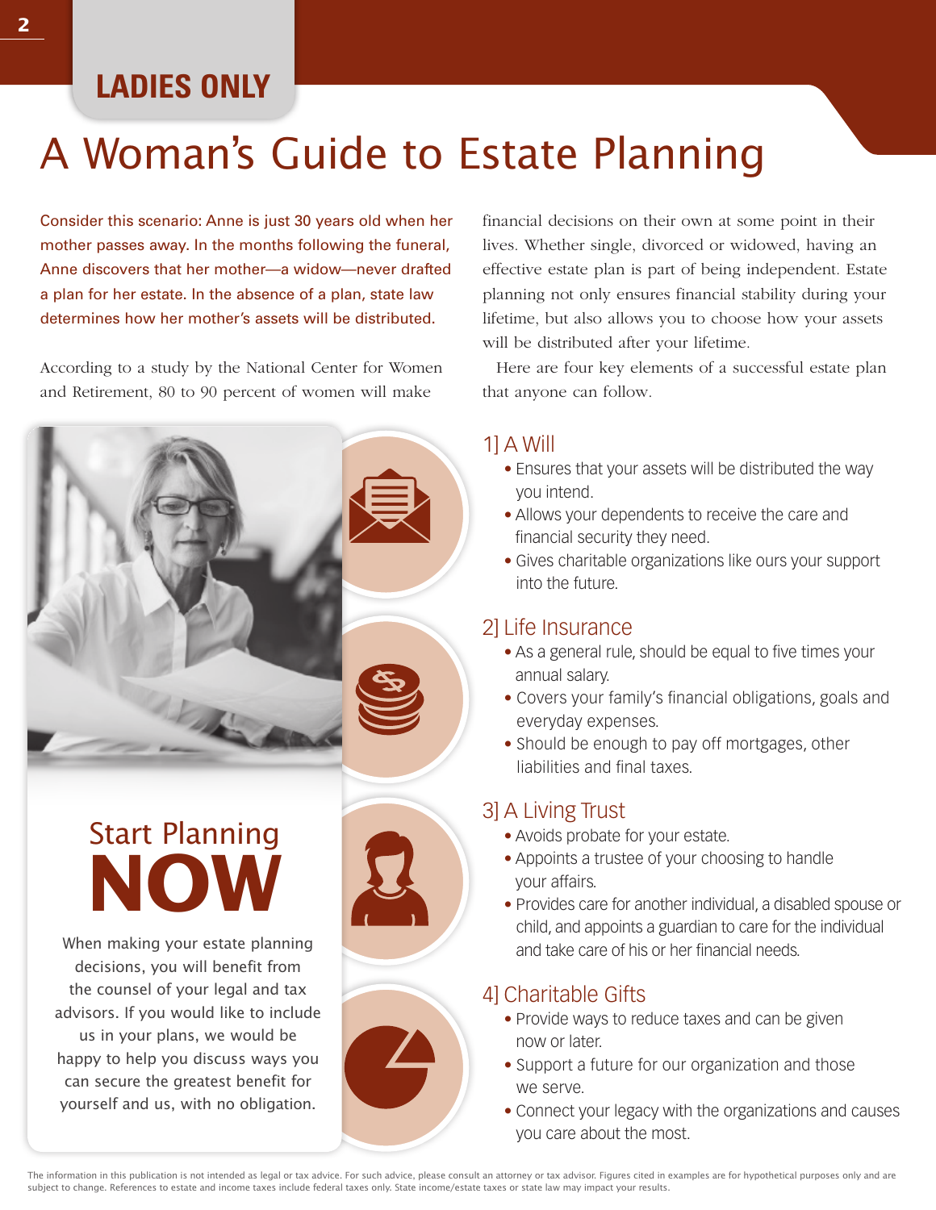LADIES ONLY

# A Woman's Guide to Estate Planning

Consider this scenario: Anne is just 30 years old when her mother passes away. In the months following the funeral, Anne discovers that her mother—a widow—never drafted a plan for her estate. In the absence of a plan, state law determines how her mother's assets will be distributed.

According to a study by the National Center for Women and Retirement, 80 to 90 percent of women will make financial decisions on their own at some point in their lives. Whether single, divorced or widowed, having an effective estate plan is part of being independent. Estate planning not only ensures financial stability during your lifetime, but also allows you to choose how your assets will be distributed after your lifetime.

Here are four key elements of a successful estate plan that anyone can follow.

## 1] A Will

- Ensures that your assets will be distributed the way you intend.
- Allows your dependents to receive the care and financial security they need.
- Gives charitable organizations like ours your support into the future.

## 2] Life Insurance

- As a general rule, should be equal to five times your annual salary.
- Covers your family's financial obligations, goals and everyday expenses.
- Should be enough to pay off mortgages, other liabilities and final taxes.

## 3] A Living Trust

- Avoids probate for your estate.
- Appoints a trustee of your choosing to handle your affairs.
- Provides care for another individual, a disabled spouse or child, and appoints a guardian to care for the individual and take care of his or her financial needs.

## 4] Charitable Gifts

- Provide ways to reduce taxes and can be given now or later.
- Support a future for our organization and those we serve.
- Connect your legacy with the organizations and causes you care about the most.

## Start Planning NOW

When making your estate planning decisions, you will benefit from the counsel of your legal and tax advisors. If you would like to include us in your plans, we would be happy to help you discuss ways you can secure the greatest benefit for yourself and us, with no obligation.

The information in this publication is not intended as legal or tax advice. For such advice, please consult an attorney or tax advisor. Figures cited in examples are for hypothetical purposes only and are subject to change. References to estate and income taxes include federal taxes only. State income/estate taxes or state law may impact your results.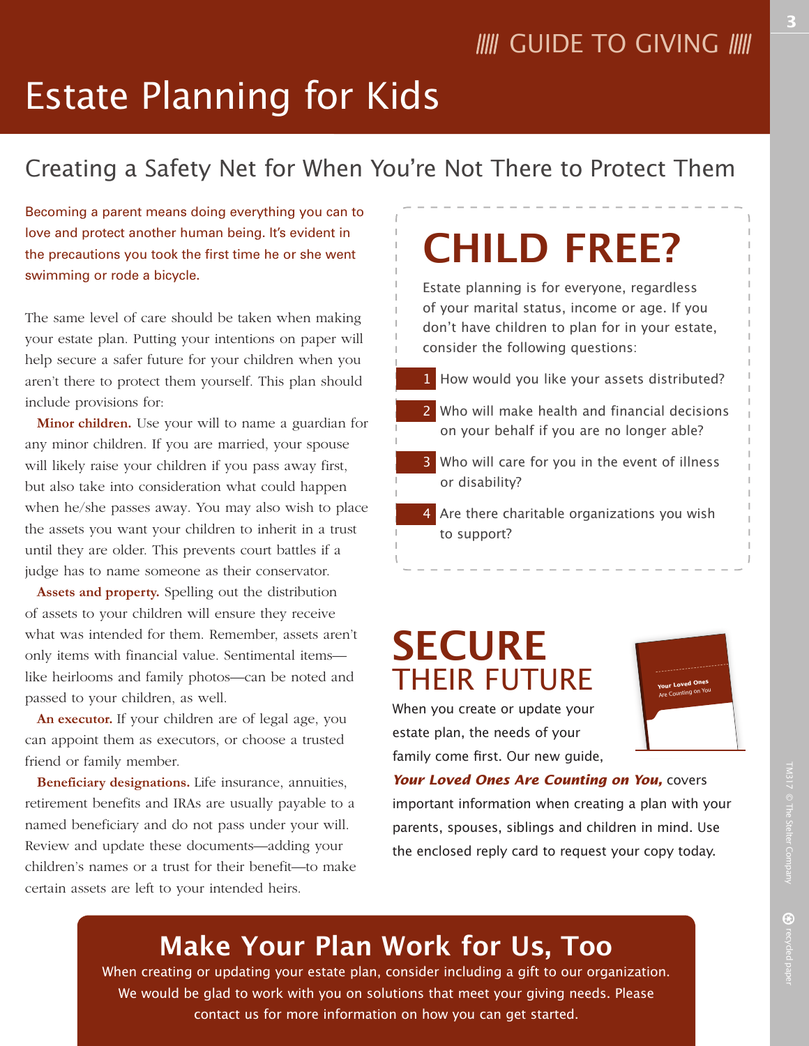# Estate Planning for Kids

## Creating a Safety Net for When You're Not There to Protect Them

Becoming a parent means doing everything you can to love and protect another human being. It's evident in the precautions you took the first time he or she went swimming or rode a bicycle.

The same level of care should be taken when making your estate plan. Putting your intentions on paper will help secure a safer future for your children when you aren't there to protect them yourself. This plan should include provisions for:

**Minor children.** Use your will to name a guardian for any minor children. If you are married, your spouse will likely raise your children if you pass away first, but also take into consideration what could happen when he/she passes away. You may also wish to place the assets you want your children to inherit in a trust until they are older. This prevents court battles if a judge has to name someone as their conservator.

**Assets and property.** Spelling out the distribution of assets to your children will ensure they receive what was intended for them. Remember, assets aren't only items with financial value. Sentimental items—like heirlooms and family photos—can be noted and passed to your children, as well.

**An executor.** If your children are of legal age, you can appoint them as executors, or choose a trusted friend or family member.

**Beneficiary designations.** Life insurance, annuities, retirement benefits and IRAs are usually payable to a named beneficiary and do not pass under your will. Review and update these documents—adding your children's names or a trust for their benefit—to make certain assets are left to your intended heirs.

## CHILD FREE?

Estate planning is for everyone, regardless of your marital status, income or age. If you don't have children to plan for in your estate, consider the following questions:

1. How would you like your assets distributed?
2. Who will make health and financial decisions on your behalf if you are no longer able?
3. Who will care for you in the event of illness or disability?
4. Are there charitable organizations you wish to support?

## SECURE THEIR FUTURE

When you create or update your estate plan, the needs of your family come first. Our new guide, ***Your Loved Ones Are Counting on You,*** covers important information when creating a plan with your parents, spouses, siblings and children in mind. Use the enclosed reply card to request your copy today.

## Make Your Plan Work for Us, Too

When creating or updating your estate plan, consider including a gift to our organization. We would be glad to work with you on solutions that meet your giving needs. Please contact us for more information on how you can get started.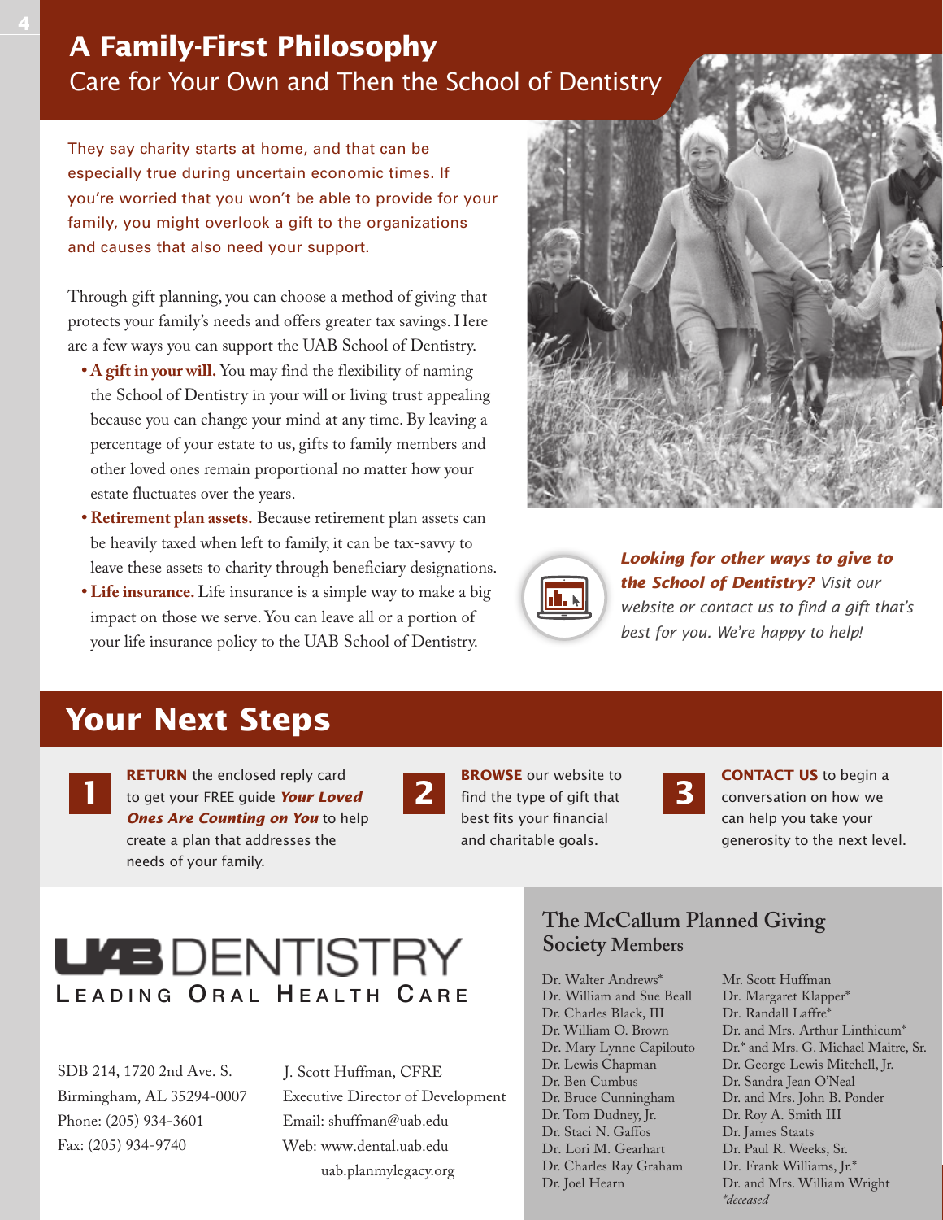## A Family-First Philosophy

### Care for Your Own and Then the School of Dentistry

They say charity starts at home, and that can be especially true during uncertain economic times. If you're worried that you won't be able to provide for your family, you might overlook a gift to the organizations and causes that also need your support.

Through gift planning, you can choose a method of giving that protects your family's needs and offers greater tax savings. Here are a few ways you can support the UAB School of Dentistry.

- **A gift in your will.** You may find the flexibility of naming the School of Dentistry in your will or living trust appealing because you can change your mind at any time. By leaving a percentage of your estate to us, gifts to family members and other loved ones remain proportional no matter how your estate fluctuates over the years.
- **Retirement plan assets.** Because retirement plan assets can be heavily taxed when left to family, it can be tax-savvy to leave these assets to charity through beneficiary designations.
- **Life insurance.** Life insurance is a simple way to make a big impact on those we serve. You can leave all or a portion of your life insurance policy to the UAB School of Dentistry.

***Looking for other ways to give to the School of Dentistry?*** *Visit our website or contact us to find a gift that's best for you. We're happy to help!*

## Your Next Steps

**1** **RETURN** the enclosed reply card to get your FREE guide ***Your Loved Ones Are Counting on You*** to help create a plan that addresses the needs of your family.

**2** **BROWSE** our website to find the type of gift that best fits your financial and charitable goals.

**3** **CONTACT US** to begin a conversation on how we can help you take your generosity to the next level.

**UAB DENTISTRY**
LEADING ORAL HEALTH CARE

SDB 214, 1720 2nd Ave. S.
Birmingham, AL 35294-0007
Phone: (205) 934-3601
Fax: (205) 934-9740

J. Scott Huffman, CFRE
Executive Director of Development
Email: shuffman@uab.edu
Web: www.dental.uab.edu
uab.planmylegacy.org

### The McCallum Planned Giving Society Members

Dr. Walter Andrews*
Dr. William and Sue Beall
Dr. Charles Black, III
Dr. William O. Brown
Dr. Mary Lynne Capilouto
Dr. Lewis Chapman
Dr. Ben Cumbus
Dr. Bruce Cunningham
Dr. Tom Dudney, Jr.
Dr. Staci N. Gaffos
Dr. Lori M. Gearhart
Dr. Charles Ray Graham
Dr. Joel Hearn
Mr. Scott Huffman
Dr. Margaret Klapper*
Dr. Randall Laffre*
Dr. and Mrs. Arthur Linthicum*
Dr.* and Mrs. G. Michael Maitre, Sr.
Dr. George Lewis Mitchell, Jr.
Dr. Sandra Jean O'Neal
Dr. and Mrs. John B. Ponder
Dr. Roy A. Smith III
Dr. James Staats
Dr. Paul R. Weeks, Sr.
Dr. Frank Williams, Jr.*
Dr. and Mrs. William Wright

*deceased